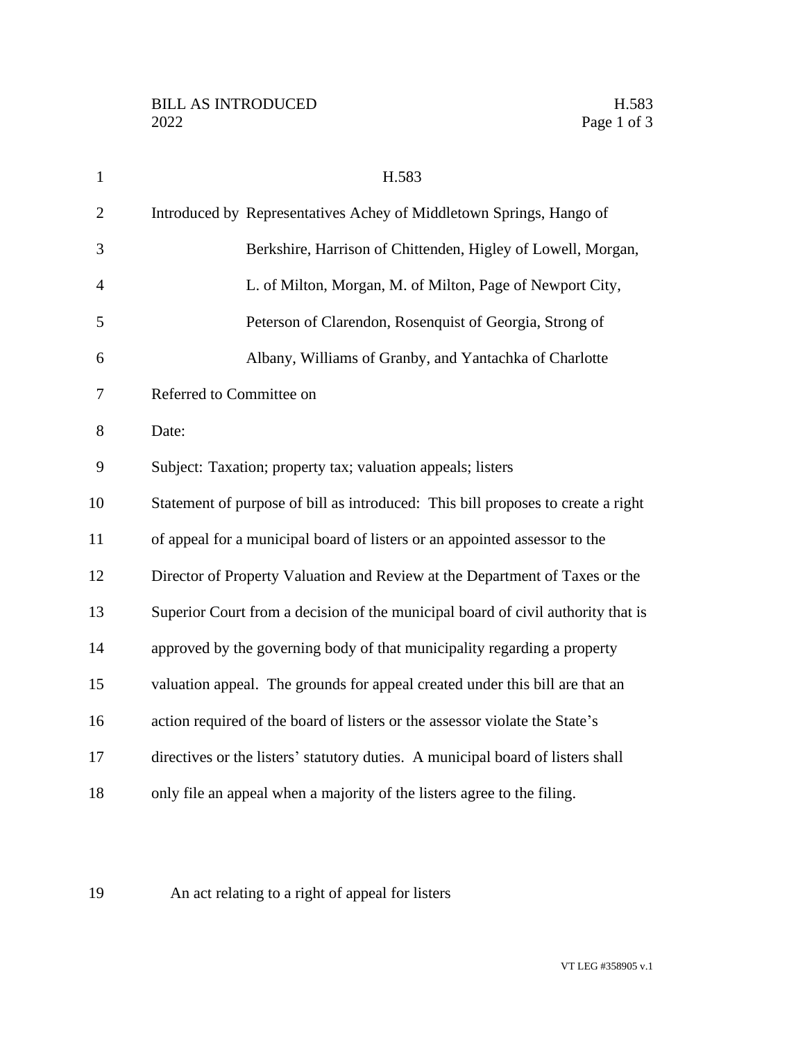# H.583

Introduced by Representatives Achey of Middletown Springs, Hango of Berkshire, Harrison of Chittenden, Higley of Lowell, Morgan, L. of Milton, Morgan, M. of Milton, Page of Newport City, Peterson of Clarendon, Rosenquist of Georgia, Strong of Albany, Williams of Granby, and Yantachka of Charlotte

Referred to Committee on

Date:

Subject: Taxation; property tax; valuation appeals; listers

Statement of purpose of bill as introduced: This bill proposes to create a right of appeal for a municipal board of listers or an appointed assessor to the Director of Property Valuation and Review at the Department of Taxes or the Superior Court from a decision of the municipal board of civil authority that is approved by the governing body of that municipality regarding a property valuation appeal. The grounds for appeal created under this bill are that an action required of the board of listers or the assessor violate the State's directives or the listers' statutory duties. A municipal board of listers shall only file an appeal when a majority of the listers agree to the filing.

An act relating to a right of appeal for listers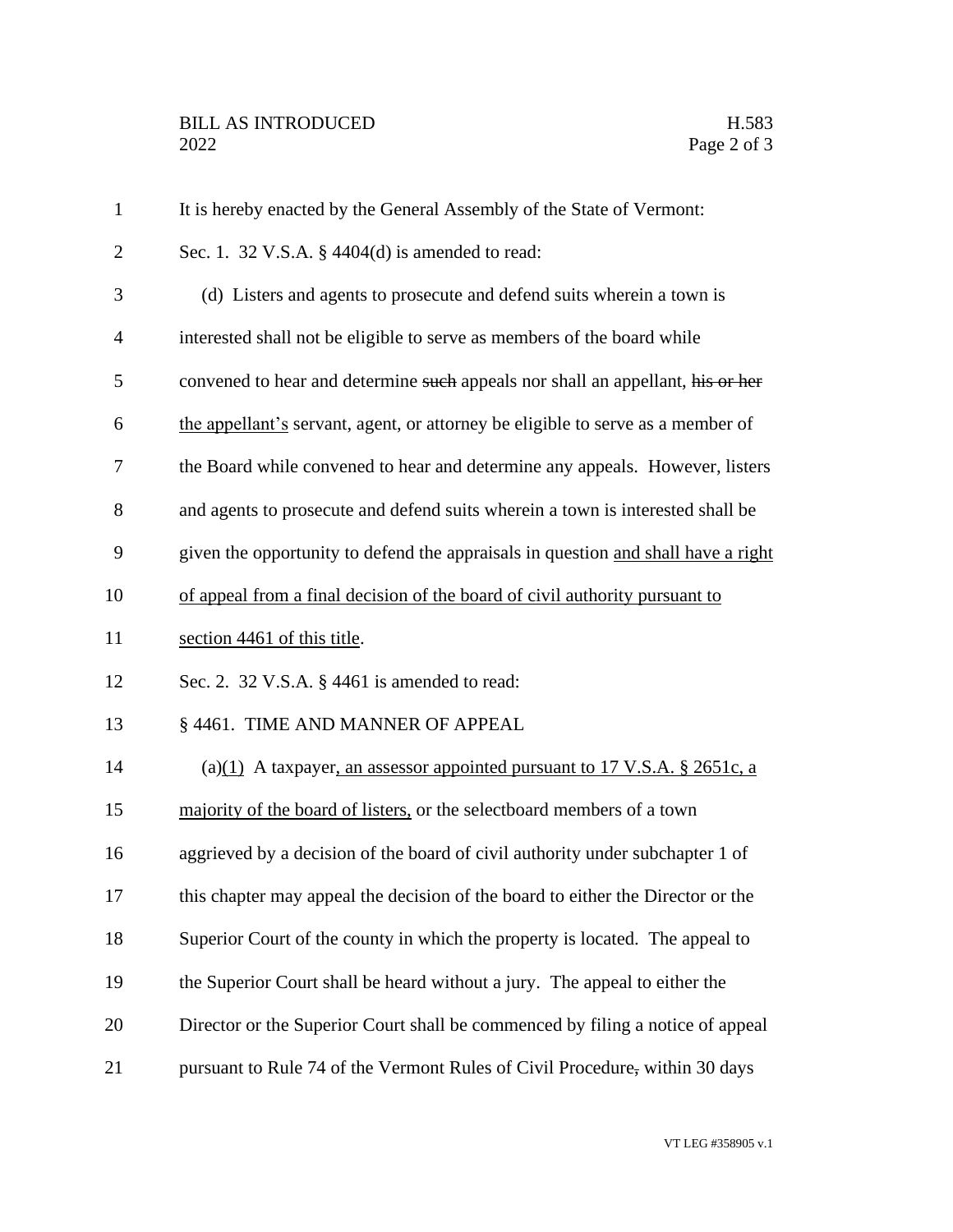It is hereby enacted by the General Assembly of the State of Vermont:

Sec. 1. 32 V.S.A. § 4404(d) is amended to read:

(d) Listers and agents to prosecute and defend suits wherein a town is interested shall not be eligible to serve as members of the board while convened to hear and determine ~~such~~ appeals nor shall an appellant, ~~his or her~~ <u>the appellant's</u> servant, agent, or attorney be eligible to serve as a member of the Board while convened to hear and determine any appeals. However, listers and agents to prosecute and defend suits wherein a town is interested shall be given the opportunity to defend the appraisals in question <u>and shall have a right of appeal from a final decision of the board of civil authority pursuant to section 4461 of this title</u>.

Sec. 2. 32 V.S.A. § 4461 is amended to read:

§ 4461. TIME AND MANNER OF APPEAL

(a)<u>(1)</u> A taxpayer<u>, an assessor appointed pursuant to 17 V.S.A. § 2651c, a majority of the board of listers,</u> or the selectboard members of a town aggrieved by a decision of the board of civil authority under subchapter 1 of this chapter may appeal the decision of the board to either the Director or the Superior Court of the county in which the property is located. The appeal to the Superior Court shall be heard without a jury. The appeal to either the Director or the Superior Court shall be commenced by filing a notice of appeal pursuant to Rule 74 of the Vermont Rules of Civil Procedure~~,~~ within 30 days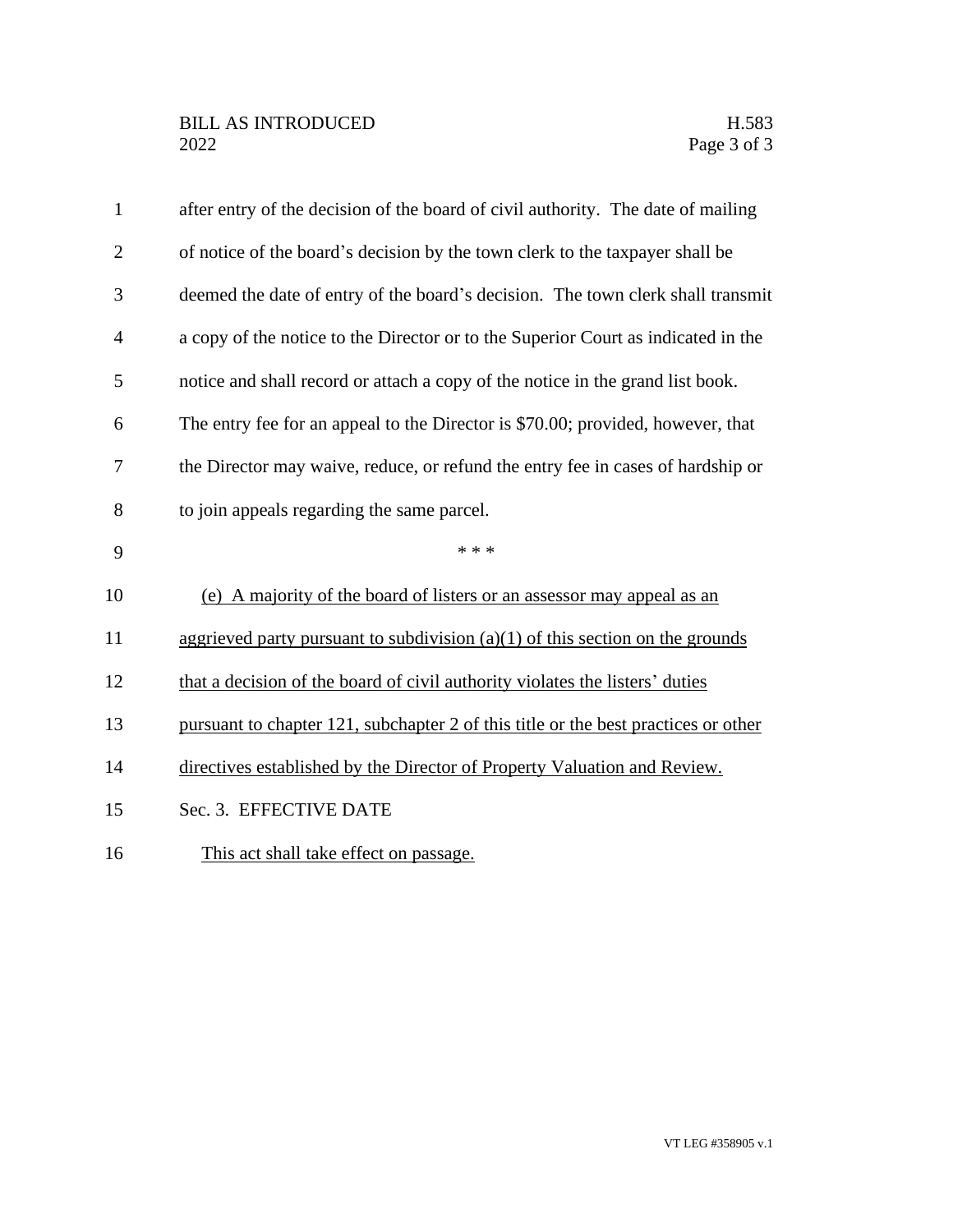after entry of the decision of the board of civil authority. The date of mailing of notice of the board's decision by the town clerk to the taxpayer shall be deemed the date of entry of the board's decision. The town clerk shall transmit a copy of the notice to the Director or to the Superior Court as indicated in the notice and shall record or attach a copy of the notice in the grand list book. The entry fee for an appeal to the Director is $70.00; provided, however, that the Director may waive, reduce, or refund the entry fee in cases of hardship or to join appeals regarding the same parcel.

\* \* \*

<u>(e) A majority of the board of listers or an assessor may appeal as an aggrieved party pursuant to subdivision (a)(1) of this section on the grounds that a decision of the board of civil authority violates the listers' duties pursuant to chapter 121, subchapter 2 of this title or the best practices or other directives established by the Director of Property Valuation and Review.</u>

Sec. 3. EFFECTIVE DATE

<u>This act shall take effect on passage.</u>